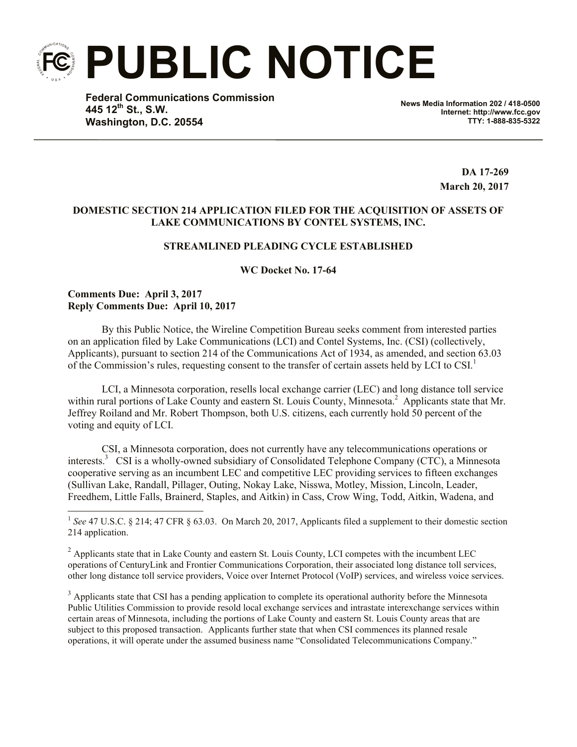# PUBLIC NOTICE

**Federal Communications Commission**
**445 12th St., S.W.**
**Washington, D.C. 20554**

**News Media Information 202 / 418-0500**
**Internet: http://www.fcc.gov**
**TTY: 1-888-835-5322**

**DA 17-269**
**March 20, 2017**

**DOMESTIC SECTION 214 APPLICATION FILED FOR THE ACQUISITION OF ASSETS OF LAKE COMMUNICATIONS BY CONTEL SYSTEMS, INC.**

**STREAMLINED PLEADING CYCLE ESTABLISHED**

**WC Docket No. 17-64**

**Comments Due: April 3, 2017**
**Reply Comments Due: April 10, 2017**

By this Public Notice, the Wireline Competition Bureau seeks comment from interested parties on an application filed by Lake Communications (LCI) and Contel Systems, Inc. (CSI) (collectively, Applicants), pursuant to section 214 of the Communications Act of 1934, as amended, and section 63.03 of the Commission's rules, requesting consent to the transfer of certain assets held by LCI to CSI.[1]

LCI, a Minnesota corporation, resells local exchange carrier (LEC) and long distance toll service within rural portions of Lake County and eastern St. Louis County, Minnesota.[2] Applicants state that Mr. Jeffrey Roiland and Mr. Robert Thompson, both U.S. citizens, each currently hold 50 percent of the voting and equity of LCI.

CSI, a Minnesota corporation, does not currently have any telecommunications operations or interests.[3] CSI is a wholly-owned subsidiary of Consolidated Telephone Company (CTC), a Minnesota cooperative serving as an incumbent LEC and competitive LEC providing services to fifteen exchanges (Sullivan Lake, Randall, Pillager, Outing, Nokay Lake, Nisswa, Motley, Mission, Lincoln, Leader, Freedhem, Little Falls, Brainerd, Staples, and Aitkin) in Cass, Crow Wing, Todd, Aitkin, Wadena, and

---

[1] *See* 47 U.S.C. § 214; 47 CFR § 63.03. On March 20, 2017, Applicants filed a supplement to their domestic section 214 application.

[2] Applicants state that in Lake County and eastern St. Louis County, LCI competes with the incumbent LEC operations of CenturyLink and Frontier Communications Corporation, their associated long distance toll services, other long distance toll service providers, Voice over Internet Protocol (VoIP) services, and wireless voice services.

[3] Applicants state that CSI has a pending application to complete its operational authority before the Minnesota Public Utilities Commission to provide resold local exchange services and intrastate interexchange services within certain areas of Minnesota, including the portions of Lake County and eastern St. Louis County areas that are subject to this proposed transaction. Applicants further state that when CSI commences its planned resale operations, it will operate under the assumed business name "Consolidated Telecommunications Company."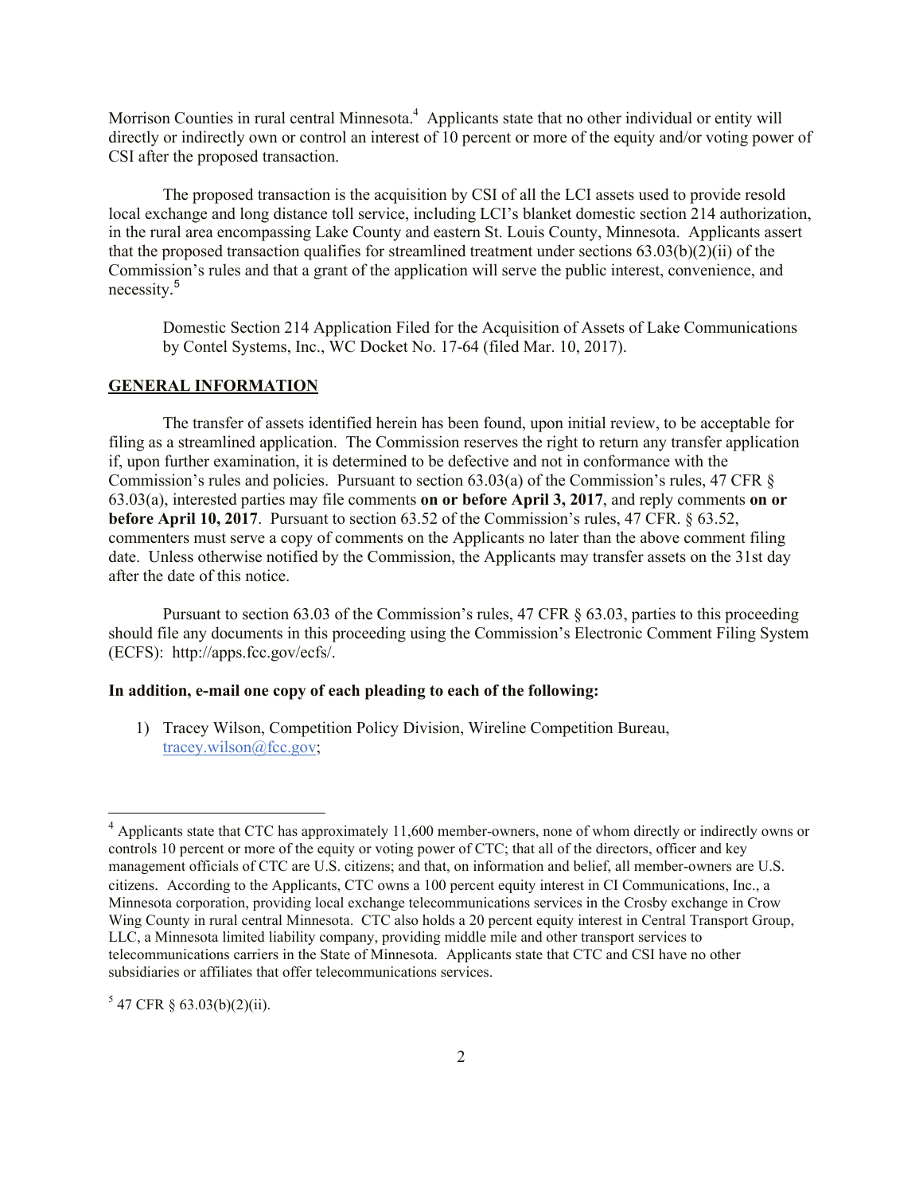Morrison Counties in rural central Minnesota.[4] Applicants state that no other individual or entity will directly or indirectly own or control an interest of 10 percent or more of the equity and/or voting power of CSI after the proposed transaction.

The proposed transaction is the acquisition by CSI of all the LCI assets used to provide resold local exchange and long distance toll service, including LCI's blanket domestic section 214 authorization, in the rural area encompassing Lake County and eastern St. Louis County, Minnesota. Applicants assert that the proposed transaction qualifies for streamlined treatment under sections 63.03(b)(2)(ii) of the Commission's rules and that a grant of the application will serve the public interest, convenience, and necessity.[5]

Domestic Section 214 Application Filed for the Acquisition of Assets of Lake Communications by Contel Systems, Inc., WC Docket No. 17-64 (filed Mar. 10, 2017).

**GENERAL INFORMATION**

The transfer of assets identified herein has been found, upon initial review, to be acceptable for filing as a streamlined application. The Commission reserves the right to return any transfer application if, upon further examination, it is determined to be defective and not in conformance with the Commission's rules and policies. Pursuant to section 63.03(a) of the Commission's rules, 47 CFR § 63.03(a), interested parties may file comments **on or before April 3, 2017**, and reply comments **on or before April 10, 2017**. Pursuant to section 63.52 of the Commission's rules, 47 CFR. § 63.52, commenters must serve a copy of comments on the Applicants no later than the above comment filing date. Unless otherwise notified by the Commission, the Applicants may transfer assets on the 31st day after the date of this notice.

Pursuant to section 63.03 of the Commission's rules, 47 CFR § 63.03, parties to this proceeding should file any documents in this proceeding using the Commission's Electronic Comment Filing System (ECFS): http://apps.fcc.gov/ecfs/.

**In addition, e-mail one copy of each pleading to each of the following:**

1) Tracey Wilson, Competition Policy Division, Wireline Competition Bureau, tracey.wilson@fcc.gov;

---

[4] Applicants state that CTC has approximately 11,600 member-owners, none of whom directly or indirectly owns or controls 10 percent or more of the equity or voting power of CTC; that all of the directors, officer and key management officials of CTC are U.S. citizens; and that, on information and belief, all member-owners are U.S. citizens. According to the Applicants, CTC owns a 100 percent equity interest in CI Communications, Inc., a Minnesota corporation, providing local exchange telecommunications services in the Crosby exchange in Crow Wing County in rural central Minnesota. CTC also holds a 20 percent equity interest in Central Transport Group, LLC, a Minnesota limited liability company, providing middle mile and other transport services to telecommunications carriers in the State of Minnesota. Applicants state that CTC and CSI have no other subsidiaries or affiliates that offer telecommunications services.

[5] 47 CFR § 63.03(b)(2)(ii).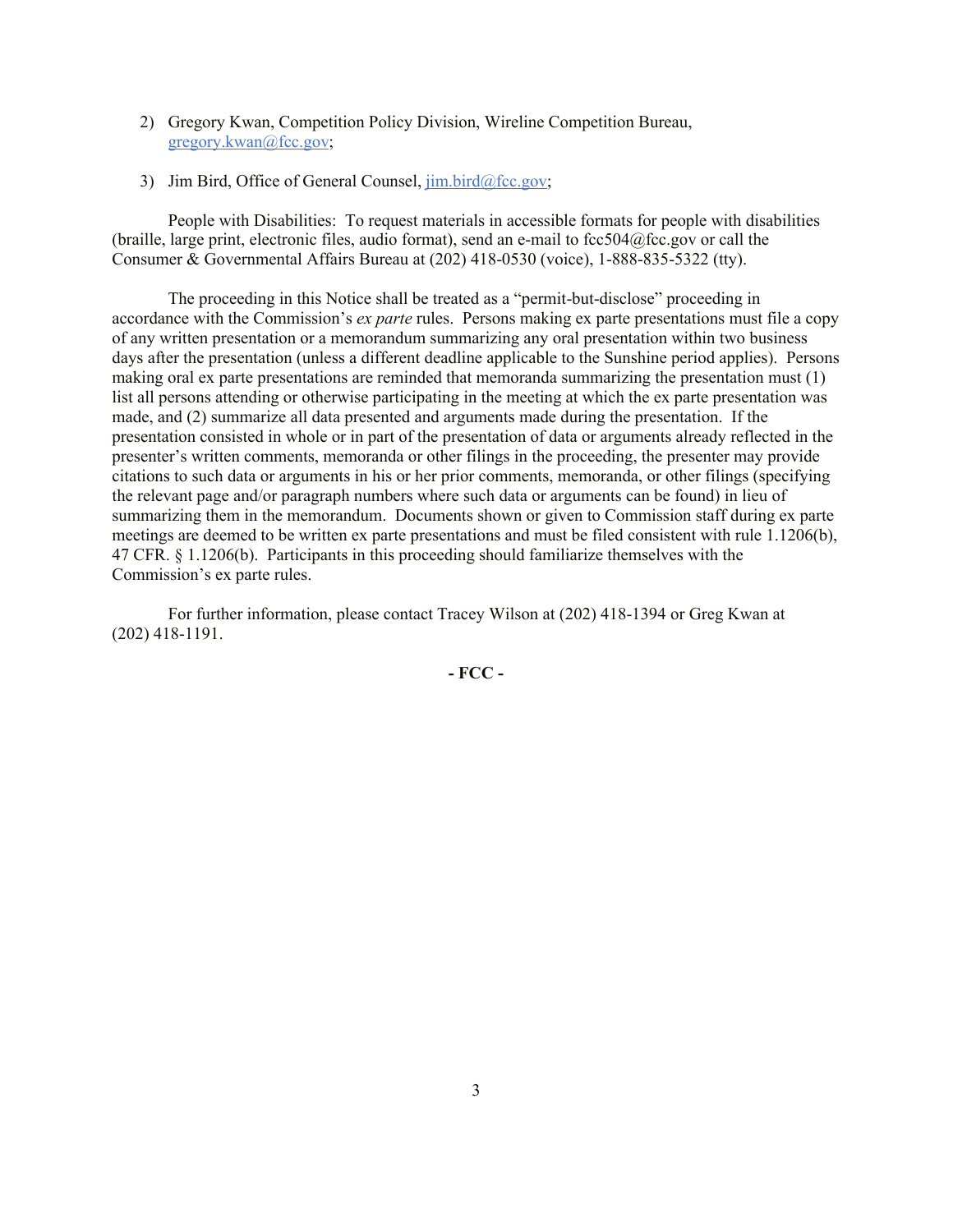2) Gregory Kwan, Competition Policy Division, Wireline Competition Bureau, gregory.kwan@fcc.gov;

3) Jim Bird, Office of General Counsel, jim.bird@fcc.gov;

People with Disabilities: To request materials in accessible formats for people with disabilities (braille, large print, electronic files, audio format), send an e-mail to fcc504@fcc.gov or call the Consumer & Governmental Affairs Bureau at (202) 418-0530 (voice), 1-888-835-5322 (tty).

The proceeding in this Notice shall be treated as a "permit-but-disclose" proceeding in accordance with the Commission's *ex parte* rules. Persons making ex parte presentations must file a copy of any written presentation or a memorandum summarizing any oral presentation within two business days after the presentation (unless a different deadline applicable to the Sunshine period applies). Persons making oral ex parte presentations are reminded that memoranda summarizing the presentation must (1) list all persons attending or otherwise participating in the meeting at which the ex parte presentation was made, and (2) summarize all data presented and arguments made during the presentation. If the presentation consisted in whole or in part of the presentation of data or arguments already reflected in the presenter's written comments, memoranda or other filings in the proceeding, the presenter may provide citations to such data or arguments in his or her prior comments, memoranda, or other filings (specifying the relevant page and/or paragraph numbers where such data or arguments can be found) in lieu of summarizing them in the memorandum. Documents shown or given to Commission staff during ex parte meetings are deemed to be written ex parte presentations and must be filed consistent with rule 1.1206(b), 47 CFR. § 1.1206(b). Participants in this proceeding should familiarize themselves with the Commission's ex parte rules.

For further information, please contact Tracey Wilson at (202) 418-1394 or Greg Kwan at (202) 418-1191.

**- FCC -**